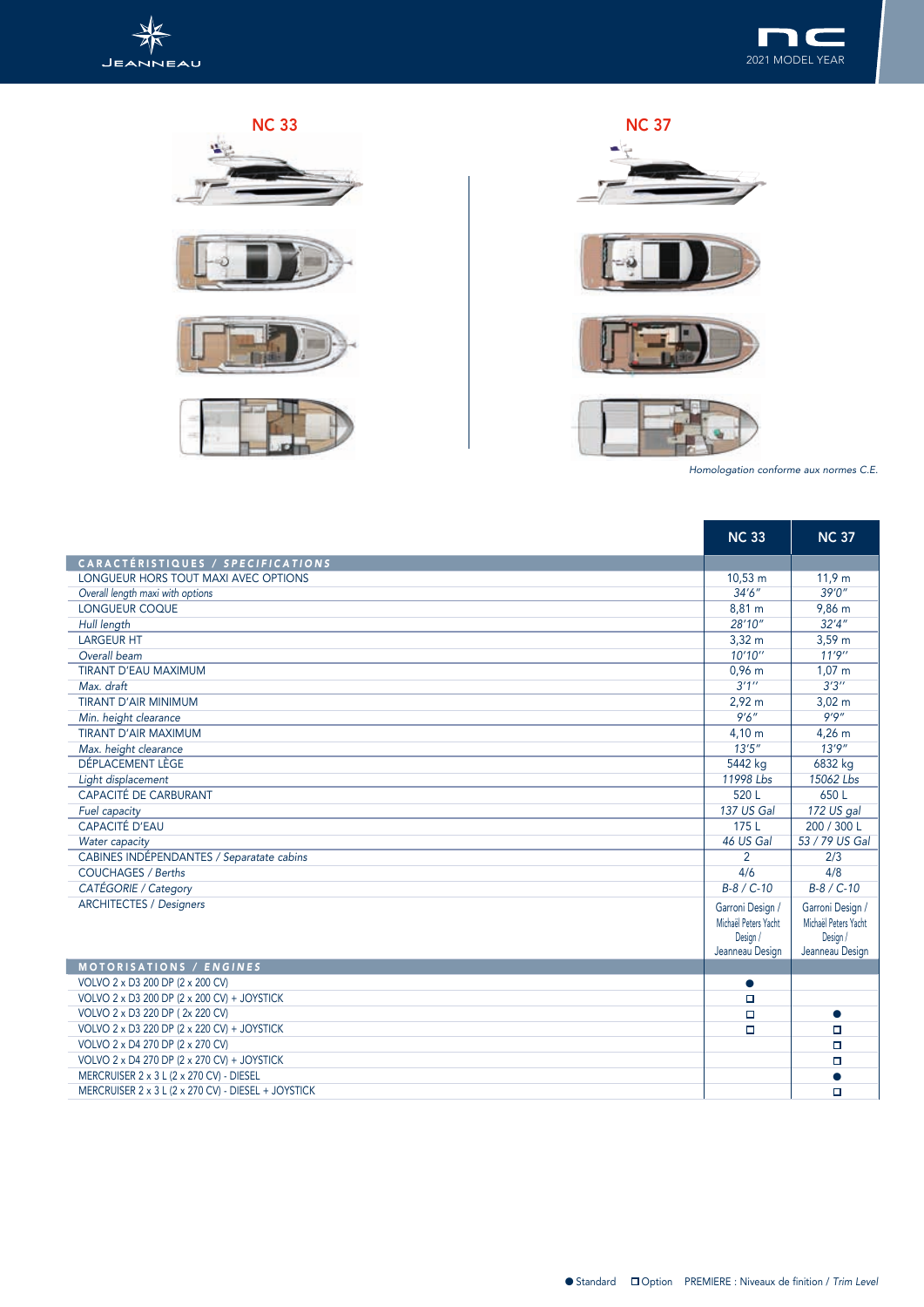2021 MODEL YEAR

## NC 33

## NC 37

*Homologation conforme aux normes C.E.*

| | NC 33 | NC 37 |
|---|---|---|
| **CARACTÉRISTIQUES / *SPECIFICATIONS*** | | |
| LONGUEUR HORS TOUT MAXI AVEC OPTIONS | 10,53 m | 11,9 m |
| *Overall length maxi with options* | *34'6"* | *39'0"* |
| LONGUEUR COQUE | 8,81 m | 9,86 m |
| *Hull length* | *28'10"* | *32'4"* |
| LARGEUR HT | 3,32 m | 3,59 m |
| *Overall beam* | *10'10''* | *11'9''* |
| TIRANT D'EAU MAXIMUM | 0,96 m | 1,07 m |
| *Max. draft* | *3'1''* | *3'3''* |
| TIRANT D'AIR MINIMUM | 2,92 m | 3,02 m |
| *Min. height clearance* | *9'6"* | *9'9"* |
| TIRANT D'AIR MAXIMUM | 4,10 m | 4,26 m |
| *Max. height clearance* | *13'5"* | *13'9"* |
| DÉPLACEMENT LÈGE | 5442 kg | 6832 kg |
| *Light displacement* | *11998 Lbs* | *15062 Lbs* |
| CAPACITÉ DE CARBURANT | 520 L | 650 L |
| *Fuel capacity* | *137 US Gal* | *172 US gal* |
| CAPACITÉ D'EAU | 175 L | 200 / 300 L |
| *Water capacity* | *46 US Gal* | *53 / 79 US Gal* |
| CABINES INDÉPENDANTES / *Separatate cabins* | 2 | 2/3 |
| COUCHAGES / *Berths* | 4/6 | 4/8 |
| CATÉGORIE / *Category* | *B-8 / C-10* | *B-8 / C-10* |
| ARCHITECTES / *Designers* | Garroni Design / Michaël Peters Yacht Design / Jeanneau Design | Garroni Design / Michaël Peters Yacht Design / Jeanneau Design |
| **MOTORISATIONS / *ENGINES*** | | |
| VOLVO 2 x D3 200 DP (2 x 200 CV) | ● | |
| VOLVO 2 x D3 200 DP (2 x 200 CV) + JOYSTICK | □ | |
| VOLVO 2 x D3 220 DP ( 2x 220 CV) | □ | ● |
| VOLVO 2 x D3 220 DP (2 x 220 CV) + JOYSTICK | □ | □ |
| VOLVO 2 x D4 270 DP (2 x 270 CV) | | □ |
| VOLVO 2 x D4 270 DP (2 x 270 CV) + JOYSTICK | | □ |
| MERCRUISER 2 x 3 L (2 x 270 CV) - DIESEL | | ● |
| MERCRUISER 2 x 3 L (2 x 270 CV) - DIESEL + JOYSTICK | | □ |

● Standard □ Option PREMIERE : Niveaux de finition / *Trim Level*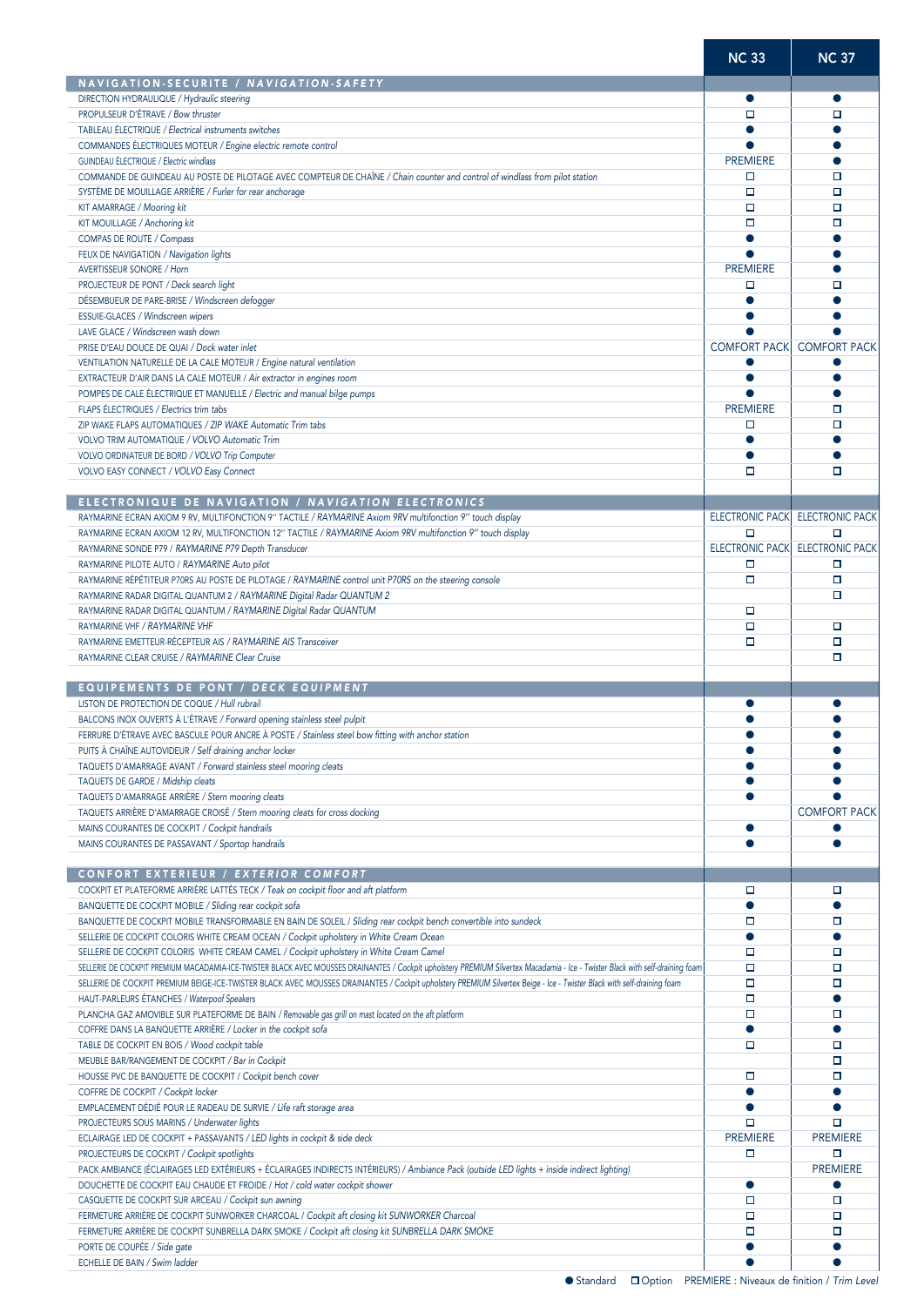| | NC 33 | NC 37 |
|---|---|---|
| **NAVIGATION-SECURITE / *NAVIGATION-SAFETY*** | | |
| DIRECTION HYDRAULIQUE / *Hydraulic steering* | ● | ● |
| PROPULSEUR D'ÉTRAVE / *Bow thruster* | □ | □ |
| TABLEAU ÉLECTRIQUE / *Electrical instruments switches* | ● | ● |
| COMMANDES ÉLECTRIQUES MOTEUR / *Engine electric remote control* | ● | ● |
| GUINDEAU ÉLECTRIQUE / *Electric windlass* | PREMIERE | ● |
| COMMANDE DE GUINDEAU AU POSTE DE PILOTAGE AVEC COMPTEUR DE CHAÎNE / *Chain counter and control of windlass from pilot station* | □ | □ |
| SYSTÈME DE MOUILLAGE ARRIÈRE / *Furler for rear anchorage* | □ | □ |
| KIT AMARRAGE / *Mooring kit* | □ | □ |
| KIT MOUILLAGE / *Anchoring kit* | □ | □ |
| COMPAS DE ROUTE / *Compass* | ● | ● |
| FEUX DE NAVIGATION / *Navigation lights* | ● | ● |
| AVERTISSEUR SONORE / *Horn* | PREMIERE | ● |
| PROJECTEUR DE PONT / *Deck search light* | □ | □ |
| DÉSEMBUEUR DE PARE-BRISE / *Windscreen defogger* | ● | ● |
| ESSUIE-GLACES / *Windscreen wipers* | ● | ● |
| LAVE GLACE / *Windscreen wash down* | ● | ● |
| PRISE D'EAU DOUCE DE QUAI / *Dock water inlet* | COMFORT PACK | COMFORT PACK |
| VENTILATION NATURELLE DE LA CALE MOTEUR / *Engine natural ventilation* | ● | ● |
| EXTRACTEUR D'AIR DANS LA CALE MOTEUR / *Air extractor in engines room* | ● | ● |
| POMPES DE CALE ÉLECTRIQUE ET MANUELLE / *Electric and manual bilge pumps* | ● | ● |
| FLAPS ÉLECTRIQUES / *Electrics trim tabs* | PREMIERE | □ |
| ZIP WAKE FLAPS AUTOMATIQUES / *ZIP WAKE Automatic Trim tabs* | □ | □ |
| VOLVO TRIM AUTOMATIQUE / *VOLVO Automatic Trim* | ● | ● |
| VOLVO ORDINATEUR DE BORD / *VOLVO Trip Computer* | ● | ● |
| VOLVO EASY CONNECT / *VOLVO Easy Connect* | □ | □ |
| **ELECTRONIQUE DE NAVIGATION / *NAVIGATION ELECTRONICS*** | | |
| RAYMARINE ECRAN AXIOM 9 RV, MULTIFONCTION 9'' TACTILE / *RAYMARINE Axiom 9RV multifonction 9'' touch display* | ELECTRONIC PACK | ELECTRONIC PACK |
| RAYMARINE ECRAN AXIOM 12 RV, MULTIFONCTION 12'' TACTILE / *RAYMARINE Axiom 9RV multifonction 9'' touch display* | □ | □ |
| RAYMARINE SONDE P79 / *RAYMARINE P79 Depth Transducer* | ELECTRONIC PACK | ELECTRONIC PACK |
| RAYMARINE PILOTE AUTO / *RAYMARINE Auto pilot* | □ | □ |
| RAYMARINE RÉPÉTITEUR P70RS AU POSTE DE PILOTAGE / *RAYMARINE control unit P70RS on the steering console* | □ | □ |
| RAYMARINE RADAR DIGITAL QUANTUM 2 / *RAYMARINE Digital Radar QUANTUM 2* | | □ |
| RAYMARINE RADAR DIGITAL QUANTUM / *RAYMARINE Digital Radar QUANTUM* | □ | |
| RAYMARINE VHF / *RAYMARINE VHF* | □ | □ |
| RAYMARINE EMETTEUR-RÉCEPTEUR AIS / *RAYMARINE AIS Transceiver* | □ | □ |
| RAYMARINE CLEAR CRUISE / *RAYMARINE Clear Cruise* | | □ |
| **EQUIPEMENTS DE PONT / *DECK EQUIPMENT*** | | |
| LISTON DE PROTECTION DE COQUE / *Hull rubrail* | ● | ● |
| BALCONS INOX OUVERTS À L'ÉTRAVE / *Forward opening stainless steel pulpit* | ● | ● |
| FERRURE D'ÉTRAVE AVEC BASCULE POUR ANCRE À POSTE / *Stainless steel bow fitting with anchor station* | ● | ● |
| PUITS À CHAÎNE AUTOVIDEUR / *Self draining anchor locker* | ● | ● |
| TAQUETS D'AMARRAGE AVANT / *Forward stainless steel mooring cleats* | ● | ● |
| TAQUETS DE GARDE / *Midship cleats* | ● | ● |
| TAQUETS D'AMARRAGE ARRIÈRE / *Stern mooring cleats* | ● | ● |
| TAQUETS ARRIÈRE D'AMARRAGE CROISÉ / *Stern mooring cleats for cross docking* | | COMFORT PACK |
| MAINS COURANTES DE COCKPIT / *Cockpit handrails* | ● | ● |
| MAINS COURANTES DE PASSAVANT / *Sportop handrails* | ● | ● |
| **CONFORT EXTERIEUR / *EXTERIOR COMFORT*** | | |
| COCKPIT ET PLATEFORME ARRIÈRE LATTÉS TECK / *Teak on cockpit floor and aft platform* | □ | □ |
| BANQUETTE DE COCKPIT MOBILE / *Sliding rear cockpit sofa* | ● | ● |
| BANQUETTE DE COCKPIT MOBILE TRANSFORMABLE EN BAIN DE SOLEIL / *Sliding rear cockpit bench convertible into sundeck* | □ | □ |
| SELLERIE DE COCKPIT COLORIS WHITE CREAM OCEAN / *Cockpit upholstery in White Cream Ocean* | ● | ● |
| SELLERIE DE COCKPIT COLORIS WHITE CREAM CAMEL / *Cockpit upholstery in White Cream Camel* | □ | □ |
| SELLERIE DE COCKPIT PREMIUM MACADAMIA-ICE-TWISTER BLACK AVEC MOUSSES DRAINANTES / *Cockpit upholstery PREMIUM Silvertex Macadamia - Ice - Twister Black with self-draining foam* | □ | □ |
| SELLERIE DE COCKPIT PREMIUM BEIGE-ICE-TWISTER BLACK AVEC MOUSSES DRAINANTES / *Cockpit upholstery PREMIUM Silvertex Beige - Ice - Twister Black with self-draining foam* | □ | □ |
| HAUT-PARLEURS ÉTANCHES / *Waterpoof Speakers* | □ | ● |
| PLANCHA GAZ AMOVIBLE SUR PLATEFORME DE BAIN / *Removable gas grill on mast located on the aft platform* | □ | □ |
| COFFRE DANS LA BANQUETTE ARRIÈRE / *Locker in the cockpit sofa* | ● | ● |
| TABLE DE COCKPIT EN BOIS / *Wood cockpit table* | □ | □ |
| MEUBLE BAR/RANGEMENT DE COCKPIT / *Bar in Cockpit* | | □ |
| HOUSSE PVC DE BANQUETTE DE COCKPIT / *Cockpit bench cover* | □ | □ |
| COFFRE DE COCKPIT / *Cockpit locker* | ● | ● |
| EMPLACEMENT DÉDIÉ POUR LE RADEAU DE SURVIE / *Life raft storage area* | ● | ● |
| PROJECTEURS SOUS MARINS / *Underwater lights* | □ | □ |
| ECLAIRAGE LED DE COCKPIT + PASSAVANTS / *LED lights in cockpit & side deck* | PREMIERE | PREMIERE |
| PROJECTEURS DE COCKPIT / *Cockpit spotlights* | □ | □ |
| PACK AMBIANCE (ÉCLAIRAGES LED EXTÉRIEURS + ÉCLAIRAGES INDIRECTS INTÉRIEURS) / *Ambiance Pack (outside LED lights + inside indirect lighting)* | | PREMIERE |
| DOUCHETTE DE COCKPIT EAU CHAUDE ET FROIDE / *Hot / cold water cockpit shower* | ● | ● |
| CASQUETTE DE COCKPIT SUR ARCEAU / *Cockpit sun awning* | □ | □ |
| FERMETURE ARRIÈRE DE COCKPIT SUNWORKER CHARCOAL / *Cockpit aft closing kit SUNWORKER Charcoal* | □ | □ |
| FERMETURE ARRIÈRE DE COCKPIT SUNBRELLA DARK SMOKE / *Cockpit aft closing kit SUNBRELLA DARK SMOKE* | □ | □ |
| PORTE DE COUPÉE / *Side gate* | ● | ● |
| ECHELLE DE BAIN / *Swim ladder* | ● | ● |

● Standard □ Option PREMIERE : Niveaux de finition / *Trim Level*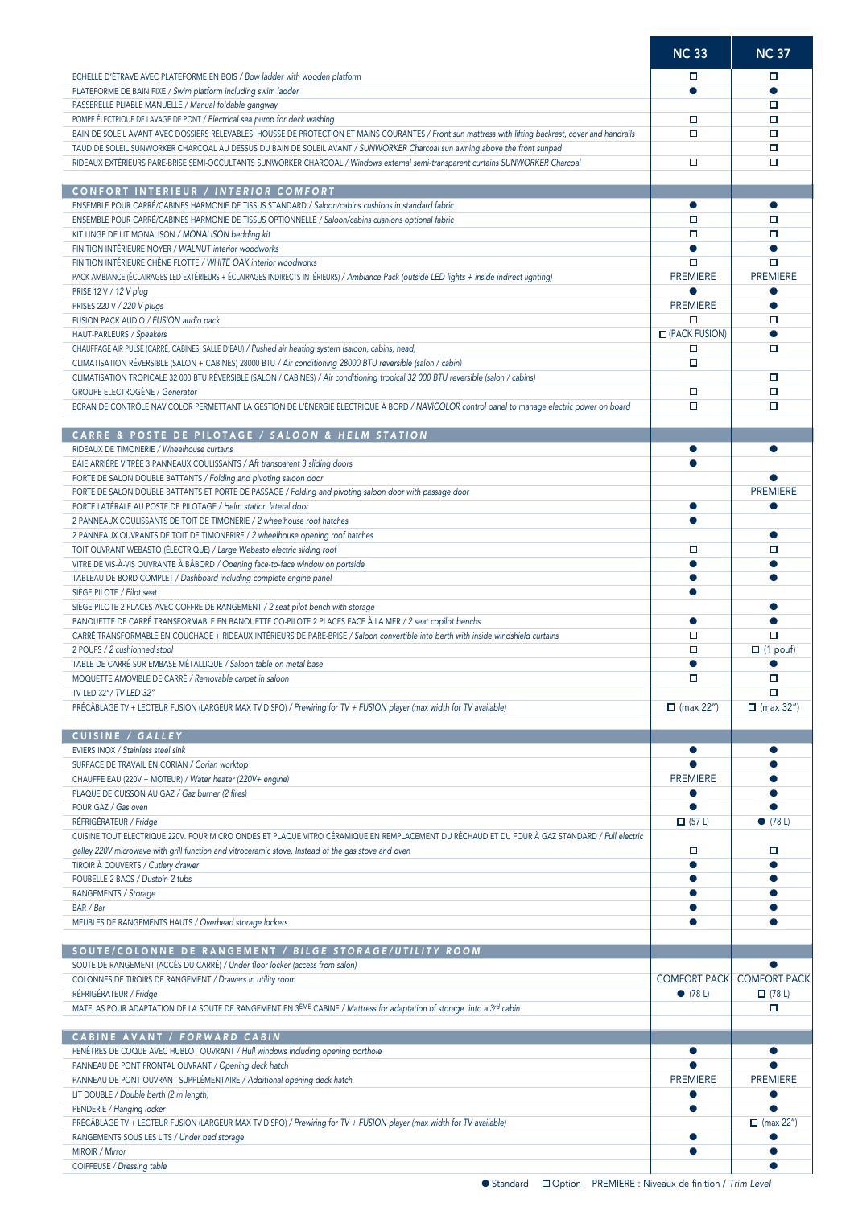| | NC 33 | NC 37 |
|---|---|---|
| ECHELLE D'ÉTRAVE AVEC PLATEFORME EN BOIS / *Bow ladder with wooden platform* | ☐ | ☐ |
| PLATEFORME DE BAIN FIXE / *Swim platform including swim ladder* | ● | ● |
| PASSERELLE PLIABLE MANUELLE / *Manual foldable gangway* | | ☐ |
| POMPE ÉLECTRIQUE DE LAVAGE DE PONT / *Electrical sea pump for deck washing* | ☐ | ☐ |
| BAIN DE SOLEIL AVANT AVEC DOSSIERS RELEVABLES, HOUSSE DE PROTECTION ET MAINS COURANTES / *Front sun mattress with lifting backrest, cover and handrails* | ☐ | ☐ |
| TAUD DE SOLEIL SUNWORKER CHARCOAL AU DESSUS DU BAIN DE SOLEIL AVANT / *SUNWORKER Charcoal sun awning above the front sunpad* | | ☐ |
| RIDEAUX EXTÉRIEURS PARE-BRISE SEMI-OCCULTANTS SUNWORKER CHARCOAL / *Windows external semi-transparent curtains SUNWORKER Charcoal* | ☐ | ☐ |
| **CONFORT INTERIEUR / *INTERIOR COMFORT*** | | |
| ENSEMBLE POUR CARRÉ/CABINES HARMONIE DE TISSUS STANDARD / *Saloon/cabins cushions in standard fabric* | ● | ● |
| ENSEMBLE POUR CARRÉ/CABINES HARMONIE DE TISSUS OPTIONNELLE / *Saloon/cabins cushions optional fabric* | ☐ | ☐ |
| KIT LINGE DE LIT MONALISON / *MONALISON bedding kit* | ☐ | ☐ |
| FINITION INTÉRIEURE NOYER / *WALNUT interior woodworks* | ● | ● |
| FINITION INTÉRIEURE CHÊNE FLOTTE / *WHITE OAK interior woodworks* | ☐ | ☐ |
| PACK AMBIANCE (ÉCLAIRAGES LED EXTÉRIEURS + ÉCLAIRAGES INDIRECTS INTÉRIEURS) / *Ambiance Pack (outside LED lights + inside indirect lighting)* | PREMIERE | PREMIERE |
| PRISE 12 V / *12 V plug* | ● | ● |
| PRISES 220 V / *220 V plugs* | PREMIERE | ● |
| FUSION PACK AUDIO / *FUSION audio pack* | ☐ | ☐ |
| HAUT-PARLEURS / *Speakers* | ☐ (PACK FUSION) | ● |
| CHAUFFAGE AIR PULSÉ (CARRÉ, CABINES, SALLE D'EAU) / *Pushed air heating system (saloon, cabins, head)* | ☐ | ☐ |
| CLIMATISATION RÉVERSIBLE (SALON + CABINES) 28000 BTU / *Air conditioning 28000 BTU reversible (salon / cabin)* | ☐ | |
| CLIMATISATION TROPICALE 32 000 BTU RÉVERSIBLE (SALON / CABINES) / *Air conditioning tropical 32 000 BTU reversible (salon / cabins)* | | ☐ |
| GROUPE ÉLECTROGÈNE / *Generator* | ☐ | ☐ |
| ECRAN DE CONTRÔLE NAVICOLOR PERMETTANT LA GESTION DE L'ÉNERGIE ÉLECTRIQUE À BORD / *NAVICOLOR control panel to manage electric power on board* | ☐ | ☐ |
| **CARRE & POSTE DE PILOTAGE / *SALOON & HELM STATION*** | | |
| RIDEAUX DE TIMONERIE / *Wheelhouse curtains* | ● | ● |
| BAIE ARRIÈRE VITRÉE 3 PANNEAUX COULISSANTS / *Aft transparent 3 sliding doors* | ● | |
| PORTE DE SALON DOUBLE BATTANTS / *Folding and pivoting saloon door* | | ● |
| PORTE DE SALON DOUBLE BATTANTS ET PORTE DE PASSAGE / *Folding and pivoting saloon door with passage door* | | PREMIERE |
| PORTE LATÉRALE AU POSTE DE PILOTAGE / *Helm station lateral door* | ● | ● |
| 2 PANNEAUX COULISSANTS DE TOIT DE TIMONERIE / *2 wheelhouse roof hatches* | ● | |
| 2 PANNEAUX OUVRANTS DE TOIT DE TIMONERIRE / *2 wheelhouse opening roof hatches* | | ● |
| TOIT OUVRANT WEBASTO (ÉLECTRIQUE) / *Large Webasto electric sliding roof* | ☐ | ☐ |
| VITRE DE VIS-À-VIS OUVRANTE À BÂBORD / *Opening face-to-face window on portside* | ● | ● |
| TABLEAU DE BORD COMPLET / *Dashboard including complete engine panel* | ● | ● |
| SIÈGE PILOTE / *Pilot seat* | ● | |
| SIÈGE PILOTE 2 PLACES AVEC COFFRE DE RANGEMENT / *2 seat pilot bench with storage* | | ● |
| BANQUETTE DE CARRÉ TRANSFORMABLE EN BANQUETTE CO-PILOTE 2 PLACES FACE À LA MER / *2 seat copilot benchs* | ● | ● |
| CARRÉ TRANSFORMABLE EN COUCHAGE + RIDEAUX INTÉRIEURS DE PARE-BRISE / *Saloon convertible into berth with inside windshield curtains* | ☐ | ☐ |
| 2 POUFS / *2 cushionned stool* | ☐ | ☐ (1 pouf) |
| TABLE DE CARRÉ SUR EMBASE MÉTALLIQUE / *Saloon table on metal base* | ● | ● |
| MOQUETTE AMOVIBLE DE CARRÉ / *Removable carpet in saloon* | ☐ | ☐ |
| TV LED 32" / *TV LED 32"* | | ☐ |
| PRÉCÂBLAGE TV + LECTEUR FUSION (LARGEUR MAX TV DISPO) / *Prewiring for TV + FUSION player (max width for TV available)* | ☐ (max 22") | ☐ (max 32") |
| **CUISINE / *GALLEY*** | | |
| EVIERS INOX / *Stainless steel sink* | ● | ● |
| SURFACE DE TRAVAIL EN CORIAN / *Corian worktop* | ● | ● |
| CHAUFFE EAU (220V + MOTEUR) / *Water heater (220V+ engine)* | PREMIERE | ● |
| PLAQUE DE CUISSON AU GAZ / *Gaz burner (2 fires)* | ● | ● |
| FOUR GAZ / *Gas oven* | ● | ● |
| RÉFRIGÉRATEUR / *Fridge* | ☐ (57 L) | ● (78 L) |
| CUISINE TOUT ELECTRIQUE 220V. FOUR MICRO ONDES ET PLAQUE VITRO CÉRAMIQUE EN REMPLACEMENT DU RÉCHAUD ET DU FOUR À GAZ STANDARD / *Full electric galley 220V microwave with grill function and vitroceramic stove. Instead of the gas stove and oven* | ☐ | ☐ |
| TIROIR À COUVERTS / *Cutlery drawer* | ● | ● |
| POUBELLE 2 BACS / *Dustbin 2 tubs* | ● | ● |
| RANGEMENTS / *Storage* | ● | ● |
| BAR / *Bar* | ● | ● |
| MEUBLES DE RANGEMENTS HAUTS / *Overhead storage lockers* | ● | ● |
| **SOUTE/COLONNE DE RANGEMENT / *BILGE STORAGE/UTILITY ROOM*** | | |
| SOUTE DE RANGEMENT (ACCÈS DU CARRÉ) / *Under floor locker (access from salon)* | | ● |
| COLONNES DE TIROIRS DE RANGEMENT / *Drawers in utility room* | COMFORT PACK | COMFORT PACK |
| RÉFRIGÉRATEUR / *Fridge* | ● (78 L) | ☐ (78 L) |
| MATELAS POUR ADAPTATION DE LA SOUTE DE RANGEMENT EN 3ÈME CABINE / *Mattress for adaptation of storage into a 3rd cabin* | | ☐ |
| **CABINE AVANT / *FORWARD CABIN*** | | |
| FENÊTRES DE COQUE AVEC HUBLOT OUVRANT / *Hull windows including opening porthole* | ● | ● |
| PANNEAU DE PONT FRONTAL OUVRANT / *Opening deck hatch* | ● | ● |
| PANNEAU DE PONT OUVRANT SUPPLÉMENTAIRE / *Additional opening deck hatch* | PREMIERE | PREMIERE |
| LIT DOUBLE / *Double berth (2 m length)* | ● | ● |
| PENDERIE / *Hanging locker* | ● | ● |
| PRÉCÂBLAGE TV + LECTEUR FUSION (LARGEUR MAX TV DISPO) / *Prewiring for TV + FUSION player (max width for TV available)* | | ☐ (max 22") |
| RANGEMENTS SOUS LES LITS / *Under bed storage* | ● | ● |
| MIROIR / *Mirror* | ● | ● |
| COIFFEUSE / *Dressing table* | | ● |

● Standard ☐ Option PREMIERE : Niveaux de finition / *Trim Level*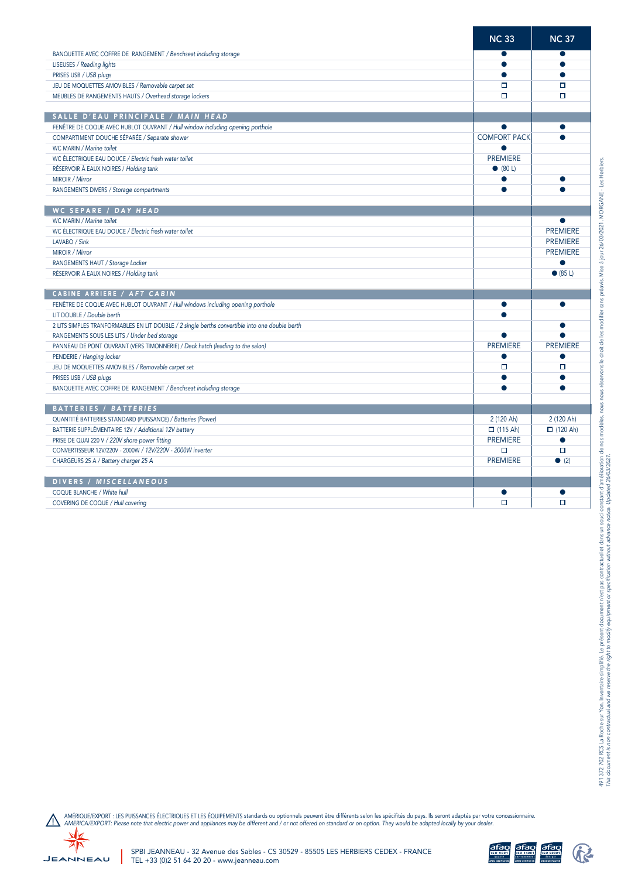| | NC 33 | NC 37 |
|---|---|---|
| BANQUETTE AVEC COFFRE DE RANGEMENT / *Benchseat including storage* | ● | ● |
| LISEUSES / *Reading lights* | ● | ● |
| PRISES USB / *USB plugs* | ● | ● |
| JEU DE MOQUETTES AMOVIBLES / *Removable carpet set* | ☐ | ☐ |
| MEUBLES DE RANGEMENTS HAUTS / *Overhead storage lockers* | ☐ | ☐ |
| **SALLE D'EAU PRINCIPALE / *MAIN HEAD*** | | |
| FENÊTRE DE COQUE AVEC HUBLOT OUVRANT / *Hull window including opening porthole* | ● | ● |
| COMPARTIMENT DOUCHE SÉPARÉE / *Separate shower* | COMFORT PACK | ● |
| WC MARIN / *Marine toilet* | ● | |
| WC ÉLECTRIQUE EAU DOUCE / *Electric fresh water toilet* | PREMIERE | |
| RÉSERVOIR À EAUX NOIRES / *Holding tank* | ● (80 L) | |
| MIROIR / *Mirror* | ● | ● |
| RANGEMENTS DIVERS / *Storage compartments* | ● | ● |
| **WC SEPARE / *DAY HEAD*** | | |
| WC MARIN / *Marine toilet* | | ● |
| WC ÉLECTRIQUE EAU DOUCE / *Electric fresh water toilet* | | PREMIERE |
| LAVABO / *Sink* | | PREMIERE |
| MIROIR / *Mirror* | | PREMIERE |
| RANGEMENTS HAUT / *Storage Locker* | | ● |
| RÉSERVOIR À EAUX NOIRES / *Holding tank* | | ● (85 L) |
| **CABINE ARRIERE / *AFT CABIN*** | | |
| FENÊTRE DE COQUE AVEC HUBLOT OUVRANT / *Hull windows including opening porthole* | ● | ● |
| LIT DOUBLE / *Double berth* | ● | |
| 2 LITS SIMPLES TRANFORMABLES EN LIT DOUBLE / *2 single berths convertible into one double berth* | | ● |
| RANGEMENTS SOUS LES LITS / *Under bed storage* | ● | ● |
| PANNEAU DE PONT OUVRANT (VERS TIMONNERIE) / *Deck hatch (leading to the salon)* | PREMIERE | PREMIERE |
| PENDERIE / *Hanging locker* | ● | ● |
| JEU DE MOQUETTES AMOVIBLES / *Removable carpet set* | ☐ | ☐ |
| PRISES USB / *USB plugs* | ● | ● |
| BANQUETTE AVEC COFFRE DE RANGEMENT / *Benchseat including storage* | ● | ● |
| **BATTERIES / *BATTERIES*** | | |
| QUANTITÉ BATTERIES STANDARD (PUISSANCE) / *Batteries (Power)* | 2 (120 Ah) | 2 (120 Ah) |
| BATTERIE SUPPLÉMENTAIRE 12V / *Additional 12V battery* | ☐ (115 Ah) | ☐ (120 Ah) |
| PRISE DE QUAI 220 V / *220V shore power fitting* | PREMIERE | ● |
| CONVERTISSEUR 12V/220V - 2000W / *12V/220V - 2000W inverter* | ☐ | ☐ |
| CHARGEURS 25 A / *Battery charger 25 A* | PREMIERE | ● (2) |
| **DIVERS / *MISCELLANEOUS*** | | |
| COQUE BLANCHE / *White hull* | ● | ● |
| COVERING DE COQUE / *Hull covering* | ☐ | ☐ |

491 372 702 RCS La Roche sur Yon. Inventaire simplifié. Le présent document n'est pas contractuel et dans un souci constant d'amélioration de nos modèles, nous nous réservons le droit de les modifier sans préavis. Mise à jour 26/03/2021. MORGANE - Les Herbiers.
*This document is non contractual and we reserve the right to modify equipment or specification without advance notice. Updated 26/03/2021.*

⚠ AMÉRIQUE/EXPORT : LES PUISSANCES ÉLECTRIQUES ET LES ÉQUIPEMENTS standards ou optionnels peuvent être différents selon les spécifités du pays. Ils seront adaptés par votre concessionnaire.
*AMERICA/EXPORT: Please note that electric power and appliances may be different and / or not offered on standard or on option. They would be adapted locally by your dealer.*

JEANNEAU

SPBI JEANNEAU - 32 Avenue des Sables - CS 30529 - 85505 LES HERBIERS CEDEX - FRANCE
TEL +33 (0)2 51 64 20 20 - www.jeanneau.com

afaq ISO 9001 Qualité | afaq ISO 14001 Environnement | afaq ISO 50001 Énergie